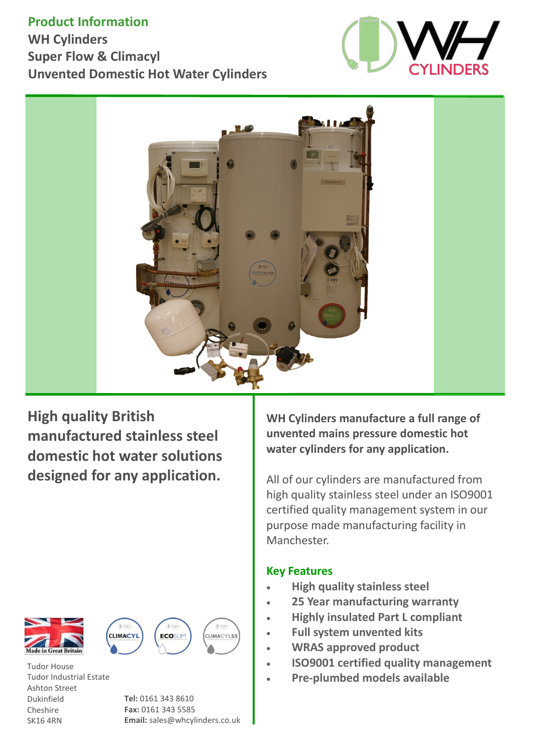## Product Information

**WH Cylinders**
**Super Flow & Climacyl**
**Unvented Domestic Hot Water Cylinders**

## High quality British manufactured stainless steel domestic hot water solutions designed for any application.

**WH Cylinders manufacture a full range of unvented mains pressure domestic hot water cylinders for any application.**

All of our cylinders are manufactured from high quality stainless steel under an ISO9001 certified quality management system in our purpose made manufacturing facility in Manchester.

### Key Features

- High quality stainless steel
- 25 Year manufacturing warranty
- Highly insulated Part L compliant
- Full system unvented kits
- WRAS approved product
- ISO9001 certified quality management
- Pre-plumbed models available

Tudor House
Tudor Industrial Estate
Ashton Street
Dukinfield
Cheshire
SK16 4RN

**Tel:** 0161 343 8610
**Fax:** 0161 343 5585
**Email:** sales@whcylinders.co.uk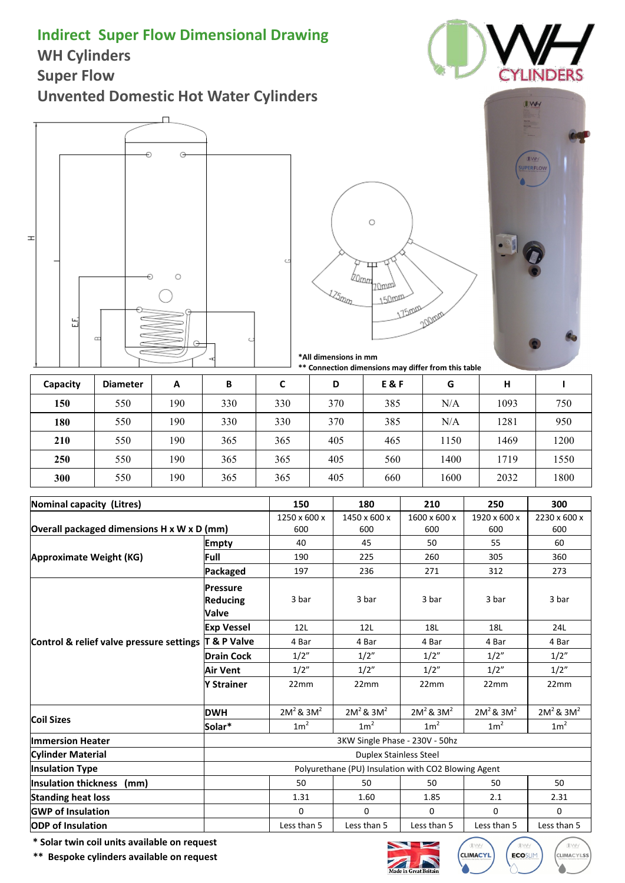# Indirect Super Flow Dimensional Drawing

## WH Cylinders

## Super Flow

## Unvented Domestic Hot Water Cylinders

*All dimensions in mm

** Connection dimensions may differ from this table

| Capacity | Diameter | A | B | C | D | E & F | G | H | I |
|---|---|---|---|---|---|---|---|---|---|
| 150 | 550 | 190 | 330 | 330 | 370 | 385 | N/A | 1093 | 750 |
| 180 | 550 | 190 | 330 | 330 | 370 | 385 | N/A | 1281 | 950 |
| 210 | 550 | 190 | 365 | 365 | 405 | 465 | 1150 | 1469 | 1200 |
| 250 | 550 | 190 | 365 | 365 | 405 | 560 | 1400 | 1719 | 1550 |
| 300 | 550 | 190 | 365 | 365 | 405 | 660 | 1600 | 2032 | 1800 |

| Nominal capacity (Litres) | | 150 | 180 | 210 | 250 | 300 |
|---|---|---|---|---|---|---|
| Overall packaged dimensions H x W x D (mm) | | 1250 x 600 x 600 | 1450 x 600 x 600 | 1600 x 600 x 600 | 1920 x 600 x 600 | 2230 x 600 x 600 |
| Approximate Weight (KG) | Empty | 40 | 45 | 50 | 55 | 60 |
| | Full | 190 | 225 | 260 | 305 | 360 |
| | Packaged | 197 | 236 | 271 | 312 | 273 |
| Control & relief valve pressure settings | Pressure Reducing Valve | 3 bar | 3 bar | 3 bar | 3 bar | 3 bar |
| | Exp Vessel | 12L | 12L | 18L | 18L | 24L |
| | T & P Valve | 4 Bar | 4 Bar | 4 Bar | 4 Bar | 4 Bar |
| | Drain Cock | 1/2" | 1/2" | 1/2" | 1/2" | 1/2" |
| | Air Vent | 1/2" | 1/2" | 1/2" | 1/2" | 1/2" |
| | Y Strainer | 22mm | 22mm | 22mm | 22mm | 22mm |
| Coil Sizes | DWH | $2M^2$ & $3M^2$ | $2M^2$ & $3M^2$ | $2M^2$ & $3M^2$ | $2M^2$ & $3M^2$ | $2M^2$ & $3M^2$ |
| | Solar* | $1m^2$ | $1m^2$ | $1m^2$ | $1m^2$ | $1m^2$ |
| Immersion Heater | 3KW Single Phase - 230V - 50hz | | | | | |
| Cylinder Material | Duplex Stainless Steel | | | | | |
| Insulation Type | Polyurethane (PU) Insulation with CO2 Blowing Agent | | | | | |
| Insulation thickness (mm) | | 50 | 50 | 50 | 50 | 50 |
| Standing heat loss | | 1.31 | 1.60 | 1.85 | 2.1 | 2.31 |
| GWP of Insulation | | 0 | 0 | 0 | 0 | 0 |
| ODP of Insulation | | Less than 5 | Less than 5 | Less than 5 | Less than 5 | Less than 5 |

**\* Solar twin coil units available on request**

**\*\* Bespoke cylinders available on request**